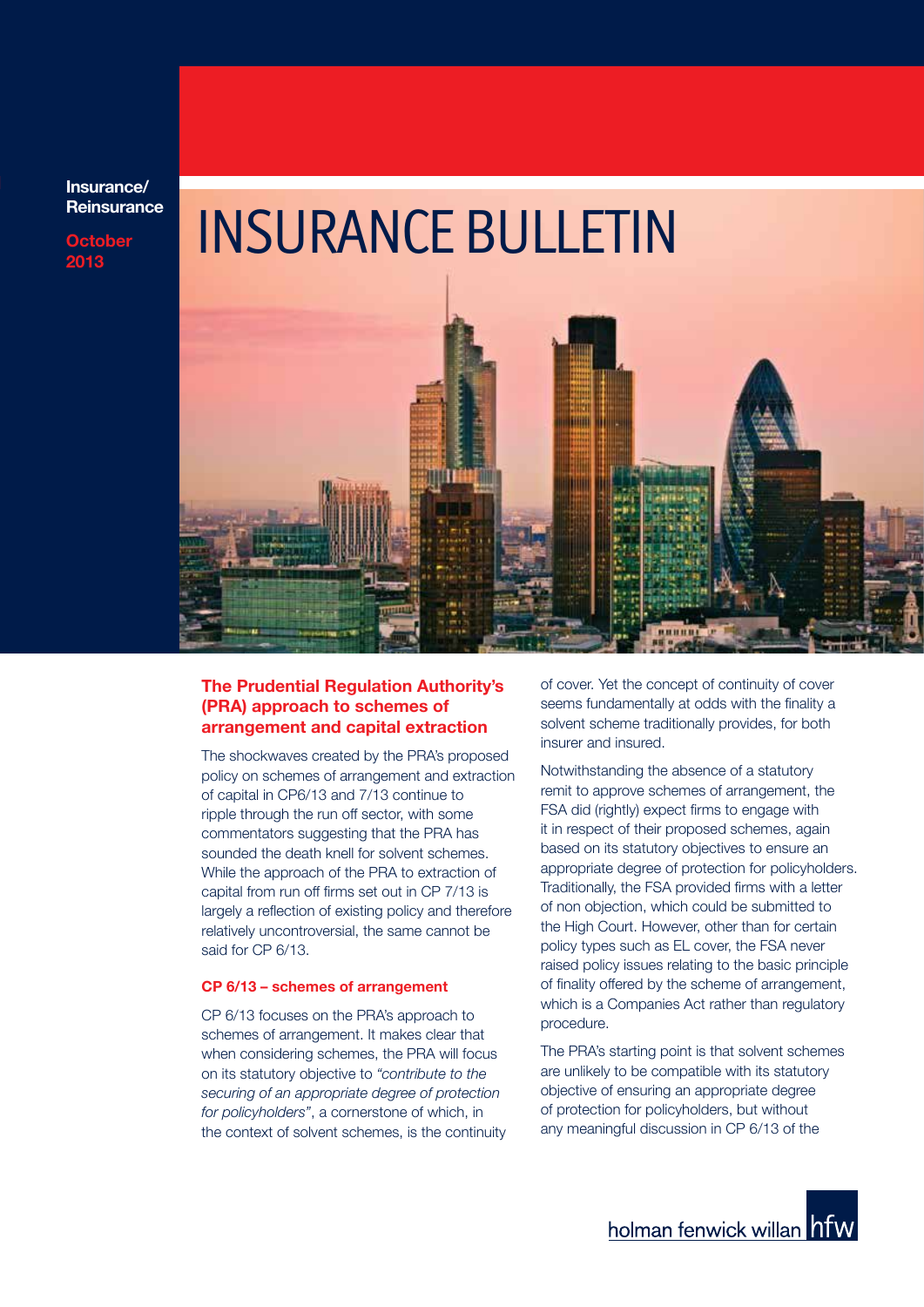Insurance/
Reinsurance

October
2013

# INSURANCE BULLETIN

## The Prudential Regulation Authority's (PRA) approach to schemes of arrangement and capital extraction

The shockwaves created by the PRA's proposed policy on schemes of arrangement and extraction of capital in CP6/13 and 7/13 continue to ripple through the run off sector, with some commentators suggesting that the PRA has sounded the death knell for solvent schemes. While the approach of the PRA to extraction of capital from run off firms set out in CP 7/13 is largely a reflection of existing policy and therefore relatively uncontroversial, the same cannot be said for CP 6/13.

### CP 6/13 – schemes of arrangement

CP 6/13 focuses on the PRA's approach to schemes of arrangement. It makes clear that when considering schemes, the PRA will focus on its statutory objective to *"contribute to the securing of an appropriate degree of protection for policyholders"*, a cornerstone of which, in the context of solvent schemes, is the continuity of cover. Yet the concept of continuity of cover seems fundamentally at odds with the finality a solvent scheme traditionally provides, for both insurer and insured.

Notwithstanding the absence of a statutory remit to approve schemes of arrangement, the FSA did (rightly) expect firms to engage with it in respect of their proposed schemes, again based on its statutory objectives to ensure an appropriate degree of protection for policyholders. Traditionally, the FSA provided firms with a letter of non objection, which could be submitted to the High Court. However, other than for certain policy types such as EL cover, the FSA never raised policy issues relating to the basic principle of finality offered by the scheme of arrangement, which is a Companies Act rather than regulatory procedure.

The PRA's starting point is that solvent schemes are unlikely to be compatible with its statutory objective of ensuring an appropriate degree of protection for policyholders, but without any meaningful discussion in CP 6/13 of the

holman fenwick willan hfw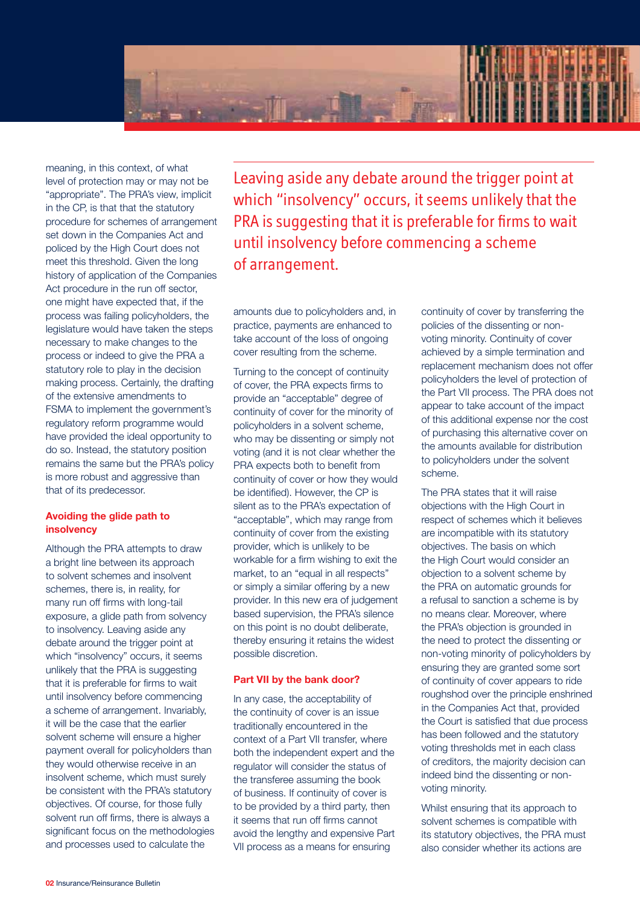meaning, in this context, of what level of protection may or may not be "appropriate". The PRA's view, implicit in the CP, is that that the statutory procedure for schemes of arrangement set down in the Companies Act and policed by the High Court does not meet this threshold. Given the long history of application of the Companies Act procedure in the run off sector, one might have expected that, if the process was failing policyholders, the legislature would have taken the steps necessary to make changes to the process or indeed to give the PRA a statutory role to play in the decision making process. Certainly, the drafting of the extensive amendments to FSMA to implement the government's regulatory reform programme would have provided the ideal opportunity to do so. Instead, the statutory position remains the same but the PRA's policy is more robust and aggressive than that of its predecessor.

> Leaving aside any debate around the trigger point at which "insolvency" occurs, it seems unlikely that the PRA is suggesting that it is preferable for firms to wait until insolvency before commencing a scheme of arrangement.

### Avoiding the glide path to insolvency

Although the PRA attempts to draw a bright line between its approach to solvent schemes and insolvent schemes, there is, in reality, for many run off firms with long-tail exposure, a glide path from solvency to insolvency. Leaving aside any debate around the trigger point at which "insolvency" occurs, it seems unlikely that the PRA is suggesting that it is preferable for firms to wait until insolvency before commencing a scheme of arrangement. Invariably, it will be the case that the earlier solvent scheme will ensure a higher payment overall for policyholders than they would otherwise receive in an insolvent scheme, which must surely be consistent with the PRA's statutory objectives. Of course, for those fully solvent run off firms, there is always a significant focus on the methodologies and processes used to calculate the amounts due to policyholders and, in practice, payments are enhanced to take account of the loss of ongoing cover resulting from the scheme.

Turning to the concept of continuity of cover, the PRA expects firms to provide an "acceptable" degree of continuity of cover for the minority of policyholders in a solvent scheme, who may be dissenting or simply not voting (and it is not clear whether the PRA expects both to benefit from continuity of cover or how they would be identified). However, the CP is silent as to the PRA's expectation of "acceptable", which may range from continuity of cover from the existing provider, which is unlikely to be workable for a firm wishing to exit the market, to an "equal in all respects" or simply a similar offering by a new provider. In this new era of judgement based supervision, the PRA's silence on this point is no doubt deliberate, thereby ensuring it retains the widest possible discretion.

### Part VII by the bank door?

In any case, the acceptability of the continuity of cover is an issue traditionally encountered in the context of a Part VII transfer, where both the independent expert and the regulator will consider the status of the transferee assuming the book of business. If continuity of cover is to be provided by a third party, then it seems that run off firms cannot avoid the lengthy and expensive Part VII process as a means for ensuring continuity of cover by transferring the policies of the dissenting or non-voting minority. Continuity of cover achieved by a simple termination and replacement mechanism does not offer policyholders the level of protection of the Part VII process. The PRA does not appear to take account of the impact of this additional expense nor the cost of purchasing this alternative cover on the amounts available for distribution to policyholders under the solvent scheme.

The PRA states that it will raise objections with the High Court in respect of schemes which it believes are incompatible with its statutory objectives. The basis on which the High Court would consider an objection to a solvent scheme by the PRA on automatic grounds for a refusal to sanction a scheme is by no means clear. Moreover, where the PRA's objection is grounded in the need to protect the dissenting or non-voting minority of policyholders by ensuring they are granted some sort of continuity of cover appears to ride roughshod over the principle enshrined in the Companies Act that, provided the Court is satisfied that due process has been followed and the statutory voting thresholds met in each class of creditors, the majority decision can indeed bind the dissenting or non-voting minority.

Whilst ensuring that its approach to solvent schemes is compatible with its statutory objectives, the PRA must also consider whether its actions are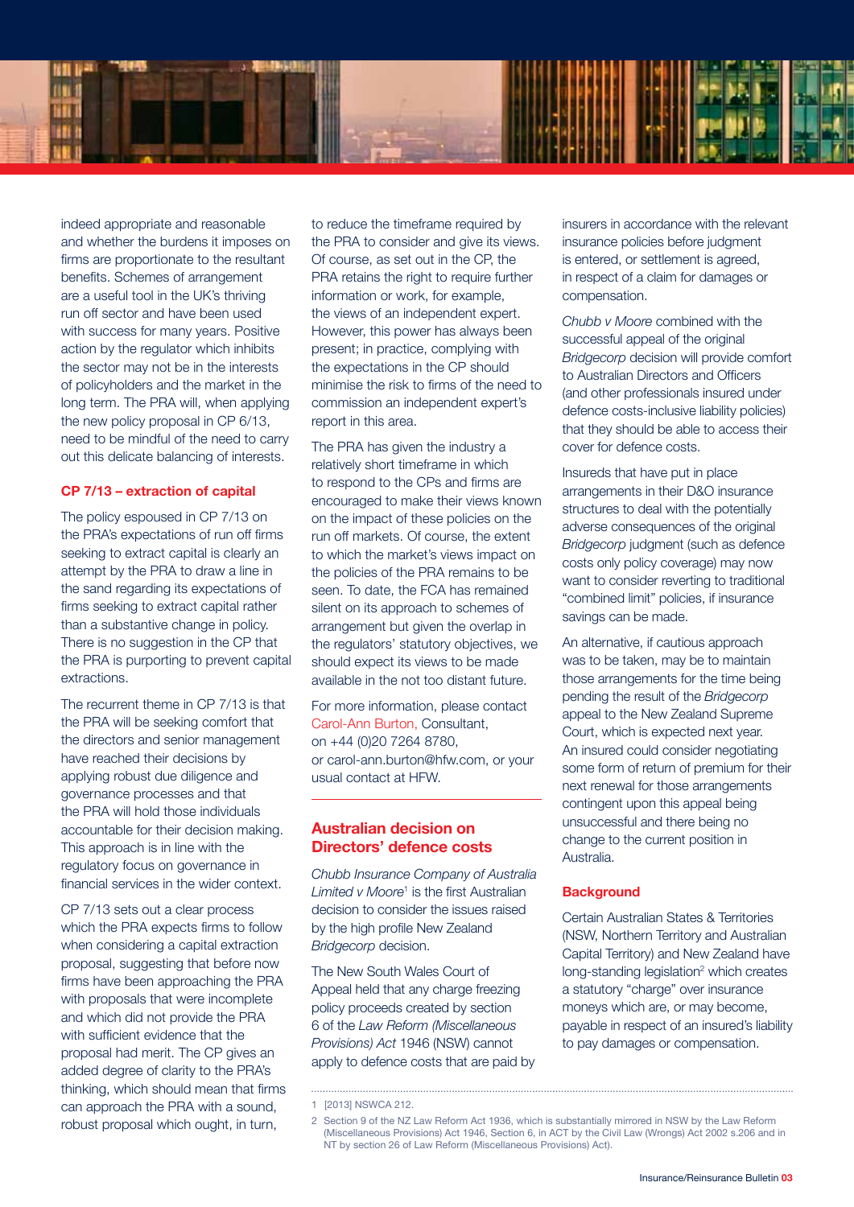indeed appropriate and reasonable and whether the burdens it imposes on firms are proportionate to the resultant benefits. Schemes of arrangement are a useful tool in the UK's thriving run off sector and have been used with success for many years. Positive action by the regulator which inhibits the sector may not be in the interests of policyholders and the market in the long term. The PRA will, when applying the new policy proposal in CP 6/13, need to be mindful of the need to carry out this delicate balancing of interests.

### CP 7/13 – extraction of capital

The policy espoused in CP 7/13 on the PRA's expectations of run off firms seeking to extract capital is clearly an attempt by the PRA to draw a line in the sand regarding its expectations of firms seeking to extract capital rather than a substantive change in policy. There is no suggestion in the CP that the PRA is purporting to prevent capital extractions.

The recurrent theme in CP 7/13 is that the PRA will be seeking comfort that the directors and senior management have reached their decisions by applying robust due diligence and governance processes and that the PRA will hold those individuals accountable for their decision making. This approach is in line with the regulatory focus on governance in financial services in the wider context.

CP 7/13 sets out a clear process which the PRA expects firms to follow when considering a capital extraction proposal, suggesting that before now firms have been approaching the PRA with proposals that were incomplete and which did not provide the PRA with sufficient evidence that the proposal had merit. The CP gives an added degree of clarity to the PRA's thinking, which should mean that firms can approach the PRA with a sound, robust proposal which ought, in turn, to reduce the timeframe required by the PRA to consider and give its views. Of course, as set out in the CP, the PRA retains the right to require further information or work, for example, the views of an independent expert. However, this power has always been present; in practice, complying with the expectations in the CP should minimise the risk to firms of the need to commission an independent expert's report in this area.

The PRA has given the industry a relatively short timeframe in which to respond to the CPs and firms are encouraged to make their views known on the impact of these policies on the run off markets. Of course, the extent to which the market's views impact on the policies of the PRA remains to be seen. To date, the FCA has remained silent on its approach to schemes of arrangement but given the overlap in the regulators' statutory objectives, we should expect its views to be made available in the not too distant future.

For more information, please contact Carol-Ann Burton, Consultant, on +44 (0)20 7264 8780, or carol-ann.burton@hfw.com, or your usual contact at HFW.

---

## Australian decision on Directors' defence costs

*Chubb Insurance Company of Australia Limited v Moore*[1] is the first Australian decision to consider the issues raised by the high profile New Zealand *Bridgecorp* decision.

The New South Wales Court of Appeal held that any charge freezing policy proceeds created by section 6 of the *Law Reform (Miscellaneous Provisions) Act* 1946 (NSW) cannot apply to defence costs that are paid by insurers in accordance with the relevant insurance policies before judgment is entered, or settlement is agreed, in respect of a claim for damages or compensation.

*Chubb v Moore* combined with the successful appeal of the original *Bridgecorp* decision will provide comfort to Australian Directors and Officers (and other professionals insured under defence costs-inclusive liability policies) that they should be able to access their cover for defence costs.

Insureds that have put in place arrangements in their D&O insurance structures to deal with the potentially adverse consequences of the original *Bridgecorp* judgment (such as defence costs only policy coverage) may now want to consider reverting to traditional "combined limit" policies, if insurance savings can be made.

An alternative, if cautious approach was to be taken, may be to maintain those arrangements for the time being pending the result of the *Bridgecorp* appeal to the New Zealand Supreme Court, which is expected next year. An insured could consider negotiating some form of return of premium for their next renewal for those arrangements contingent upon this appeal being unsuccessful and there being no change to the current position in Australia.

### Background

Certain Australian States & Territories (NSW, Northern Territory and Australian Capital Territory) and New Zealand have long-standing legislation[2] which creates a statutory "charge" over insurance moneys which are, or may become, payable in respect of an insured's liability to pay damages or compensation.

---

1 [2013] NSWCA 212.

2 Section 9 of the NZ Law Reform Act 1936, which is substantially mirrored in NSW by the Law Reform (Miscellaneous Provisions) Act 1946, Section 6, in ACT by the Civil Law (Wrongs) Act 2002 s.206 and in NT by section 26 of Law Reform (Miscellaneous Provisions) Act).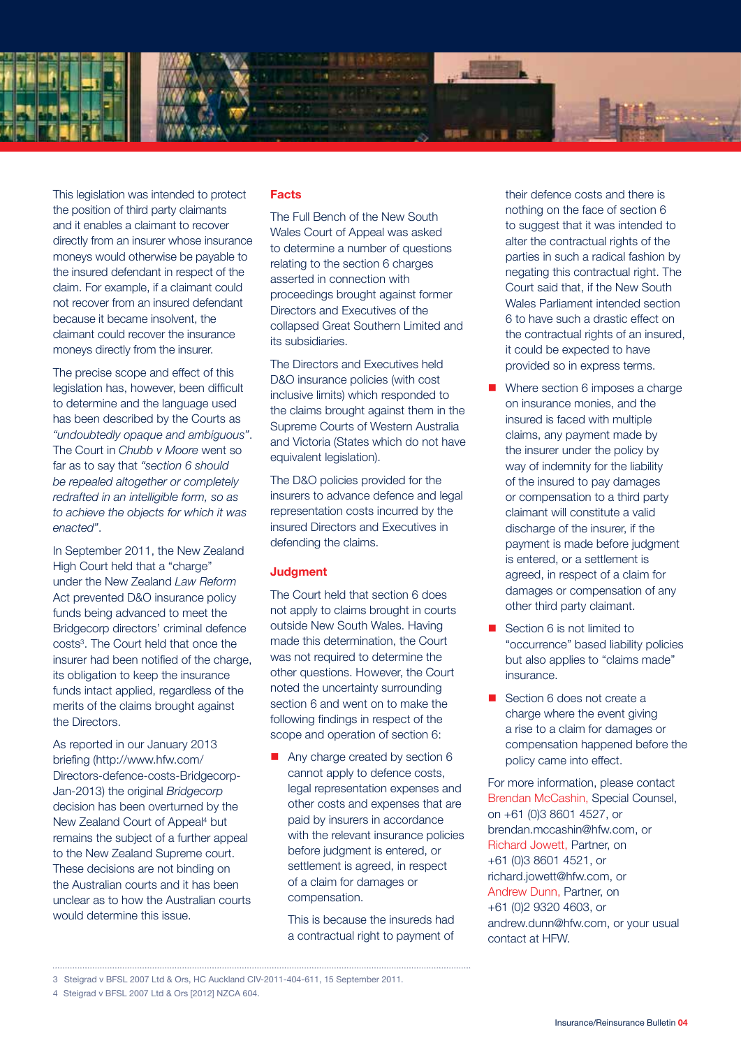This legislation was intended to protect the position of third party claimants and it enables a claimant to recover directly from an insurer whose insurance moneys would otherwise be payable to the insured defendant in respect of the claim. For example, if a claimant could not recover from an insured defendant because it became insolvent, the claimant could recover the insurance moneys directly from the insurer.

The precise scope and effect of this legislation has, however, been difficult to determine and the language used has been described by the Courts as *"undoubtedly opaque and ambiguous"*. The Court in *Chubb v Moore* went so far as to say that *"section 6 should be repealed altogether or completely redrafted in an intelligible form, so as to achieve the objects for which it was enacted"*.

In September 2011, the New Zealand High Court held that a "charge" under the New Zealand *Law Reform* Act prevented D&O insurance policy funds being advanced to meet the Bridgecorp directors' criminal defence costs[3]. The Court held that once the insurer had been notified of the charge, its obligation to keep the insurance funds intact applied, regardless of the merits of the claims brought against the Directors.

As reported in our January 2013 briefing (http://www.hfw.com/Directors-defence-costs-Bridgecorp-Jan-2013) the original *Bridgecorp* decision has been overturned by the New Zealand Court of Appeal[4] but remains the subject of a further appeal to the New Zealand Supreme court. These decisions are not binding on the Australian courts and it has been unclear as to how the Australian courts would determine this issue.

## Facts

The Full Bench of the New South Wales Court of Appeal was asked to determine a number of questions relating to the section 6 charges asserted in connection with proceedings brought against former Directors and Executives of the collapsed Great Southern Limited and its subsidiaries.

The Directors and Executives held D&O insurance policies (with cost inclusive limits) which responded to the claims brought against them in the Supreme Courts of Western Australia and Victoria (States which do not have equivalent legislation).

The D&O policies provided for the insurers to advance defence and legal representation costs incurred by the insured Directors and Executives in defending the claims.

## Judgment

The Court held that section 6 does not apply to claims brought in courts outside New South Wales. Having made this determination, the Court was not required to determine the other questions. However, the Court noted the uncertainty surrounding section 6 and went on to make the following findings in respect of the scope and operation of section 6:

- Any charge created by section 6 cannot apply to defence costs, legal representation expenses and other costs and expenses that are paid by insurers in accordance with the relevant insurance policies before judgment is entered, or settlement is agreed, in respect of a claim for damages or compensation.

  This is because the insureds had a contractual right to payment of their defence costs and there is nothing on the face of section 6 to suggest that it was intended to alter the contractual rights of the parties in such a radical fashion by negating this contractual right. The Court said that, if the New South Wales Parliament intended section 6 to have such a drastic effect on the contractual rights of an insured, it could be expected to have provided so in express terms.

- Where section 6 imposes a charge on insurance monies, and the insured is faced with multiple claims, any payment made by the insurer under the policy by way of indemnity for the liability of the insured to pay damages or compensation to a third party claimant will constitute a valid discharge of the insurer, if the payment is made before judgment is entered, or a settlement is agreed, in respect of a claim for damages or compensation of any other third party claimant.

- Section 6 is not limited to "occurrence" based liability policies but also applies to "claims made" insurance.

- Section 6 does not create a charge where the event giving a rise to a claim for damages or compensation happened before the policy came into effect.

For more information, please contact Brendan McCashin, Special Counsel, on +61 (0)3 8601 4527, or brendan.mccashin@hfw.com, or Richard Jowett, Partner, on +61 (0)3 8601 4521, or richard.jowett@hfw.com, or Andrew Dunn, Partner, on +61 (0)2 9320 4603, or andrew.dunn@hfw.com, or your usual contact at HFW.

---

3 Steigrad v BFSL 2007 Ltd & Ors, HC Auckland CIV-2011-404-611, 15 September 2011.

4 Steigrad v BFSL 2007 Ltd & Ors [2012] NZCA 604.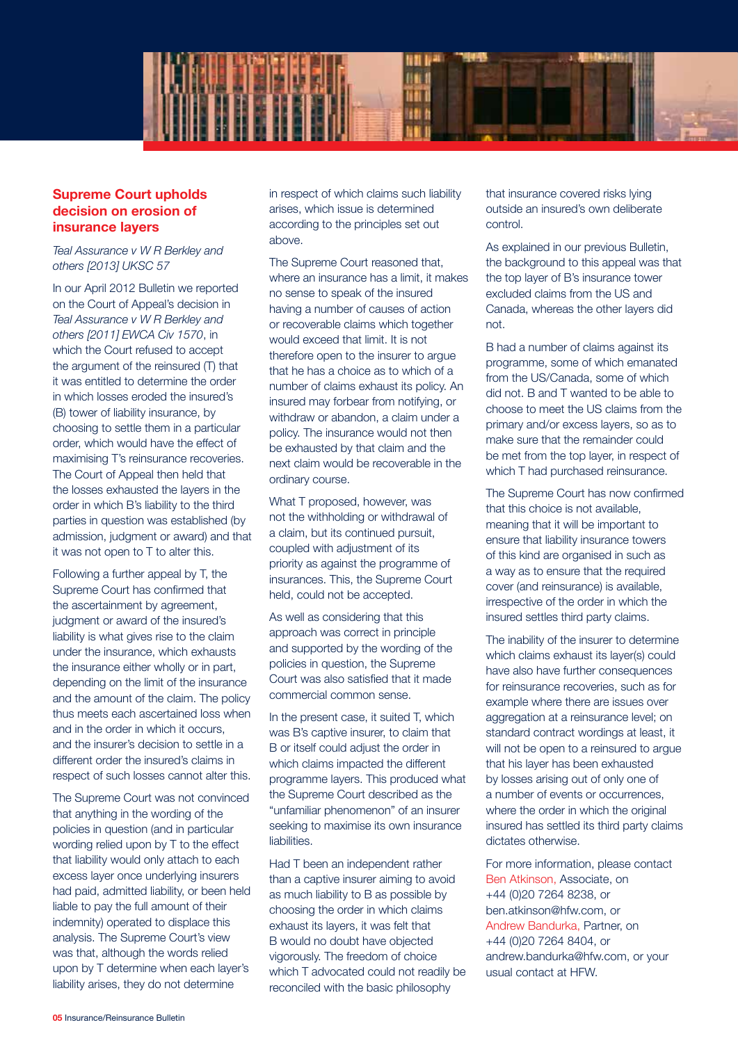## Supreme Court upholds decision on erosion of insurance layers

*Teal Assurance v W R Berkley and others [2013] UKSC 57*

In our April 2012 Bulletin we reported on the Court of Appeal's decision in *Teal Assurance v W R Berkley and others [2011] EWCA Civ 1570*, in which the Court refused to accept the argument of the reinsured (T) that it was entitled to determine the order in which losses eroded the insured's (B) tower of liability insurance, by choosing to settle them in a particular order, which would have the effect of maximising T's reinsurance recoveries. The Court of Appeal then held that the losses exhausted the layers in the order in which B's liability to the third parties in question was established (by admission, judgment or award) and that it was not open to T to alter this.

Following a further appeal by T, the Supreme Court has confirmed that the ascertainment by agreement, judgment or award of the insured's liability is what gives rise to the claim under the insurance, which exhausts the insurance either wholly or in part, depending on the limit of the insurance and the amount of the claim. The policy thus meets each ascertained loss when and in the order in which it occurs, and the insurer's decision to settle in a different order the insured's claims in respect of such losses cannot alter this.

The Supreme Court was not convinced that anything in the wording of the policies in question (and in particular wording relied upon by T to the effect that liability would only attach to each excess layer once underlying insurers had paid, admitted liability, or been held liable to pay the full amount of their indemnity) operated to displace this analysis. The Supreme Court's view was that, although the words relied upon by T determine when each layer's liability arises, they do not determine in respect of which claims such liability arises, which issue is determined according to the principles set out above.

The Supreme Court reasoned that, where an insurance has a limit, it makes no sense to speak of the insured having a number of causes of action or recoverable claims which together would exceed that limit. It is not therefore open to the insurer to argue that he has a choice as to which of a number of claims exhaust its policy. An insured may forbear from notifying, or withdraw or abandon, a claim under a policy. The insurance would not then be exhausted by that claim and the next claim would be recoverable in the ordinary course.

What T proposed, however, was not the withholding or withdrawal of a claim, but its continued pursuit, coupled with adjustment of its priority as against the programme of insurances. This, the Supreme Court held, could not be accepted.

As well as considering that this approach was correct in principle and supported by the wording of the policies in question, the Supreme Court was also satisfied that it made commercial common sense.

In the present case, it suited T, which was B's captive insurer, to claim that B or itself could adjust the order in which claims impacted the different programme layers. This produced what the Supreme Court described as the "unfamiliar phenomenon" of an insurer seeking to maximise its own insurance liabilities.

Had T been an independent rather than a captive insurer aiming to avoid as much liability to B as possible by choosing the order in which claims exhaust its layers, it was felt that B would no doubt have objected vigorously. The freedom of choice which T advocated could not readily be reconciled with the basic philosophy that insurance covered risks lying outside an insured's own deliberate control.

As explained in our previous Bulletin, the background to this appeal was that the top layer of B's insurance tower excluded claims from the US and Canada, whereas the other layers did not.

B had a number of claims against its programme, some of which emanated from the US/Canada, some of which did not. B and T wanted to be able to choose to meet the US claims from the primary and/or excess layers, so as to make sure that the remainder could be met from the top layer, in respect of which T had purchased reinsurance.

The Supreme Court has now confirmed that this choice is not available, meaning that it will be important to ensure that liability insurance towers of this kind are organised in such as a way as to ensure that the required cover (and reinsurance) is available, irrespective of the order in which the insured settles third party claims.

The inability of the insurer to determine which claims exhaust its layer(s) could have also have further consequences for reinsurance recoveries, such as for example where there are issues over aggregation at a reinsurance level; on standard contract wordings at least, it will not be open to a reinsured to argue that his layer has been exhausted by losses arising out of only one of a number of events or occurrences, where the order in which the original insured has settled its third party claims dictates otherwise.

For more information, please contact Ben Atkinson, Associate, on +44 (0)20 7264 8238, or ben.atkinson@hfw.com, or Andrew Bandurka, Partner, on +44 (0)20 7264 8404, or andrew.bandurka@hfw.com, or your usual contact at HFW.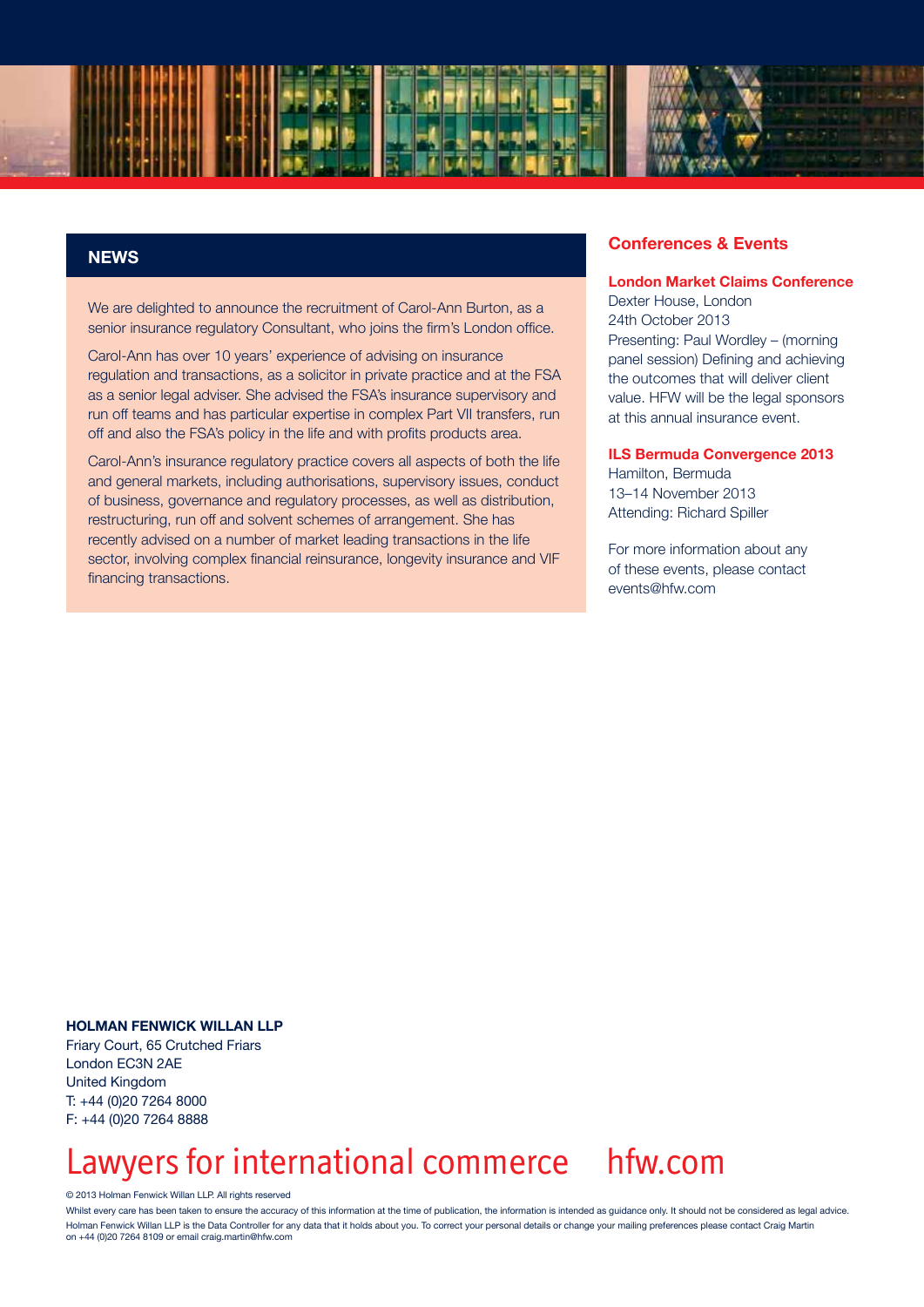## NEWS

We are delighted to announce the recruitment of Carol-Ann Burton, as a senior insurance regulatory Consultant, who joins the firm's London office.

Carol-Ann has over 10 years' experience of advising on insurance regulation and transactions, as a solicitor in private practice and at the FSA as a senior legal adviser. She advised the FSA's insurance supervisory and run off teams and has particular expertise in complex Part VII transfers, run off and also the FSA's policy in the life and with profits products area.

Carol-Ann's insurance regulatory practice covers all aspects of both the life and general markets, including authorisations, supervisory issues, conduct of business, governance and regulatory processes, as well as distribution, restructuring, run off and solvent schemes of arrangement. She has recently advised on a number of market leading transactions in the life sector, involving complex financial reinsurance, longevity insurance and VIF financing transactions.

## Conferences & Events

### London Market Claims Conference

Dexter House, London
24th October 2013
Presenting: Paul Wordley – (morning panel session) Defining and achieving the outcomes that will deliver client value. HFW will be the legal sponsors at this annual insurance event.

### ILS Bermuda Convergence 2013

Hamilton, Bermuda
13–14 November 2013
Attending: Richard Spiller

For more information about any of these events, please contact events@hfw.com

**HOLMAN FENWICK WILLAN LLP**
Friary Court, 65 Crutched Friars
London EC3N 2AE
United Kingdom
T: +44 (0)20 7264 8000
F: +44 (0)20 7264 8888

Lawyers for international commerce    hfw.com

© 2013 Holman Fenwick Willan LLP. All rights reserved

Whilst every care has been taken to ensure the accuracy of this information at the time of publication, the information is intended as guidance only. It should not be considered as legal advice.
Holman Fenwick Willan LLP is the Data Controller for any data that it holds about you. To correct your personal details or change your mailing preferences please contact Craig Martin on +44 (0)20 7264 8109 or email craig.martin@hfw.com